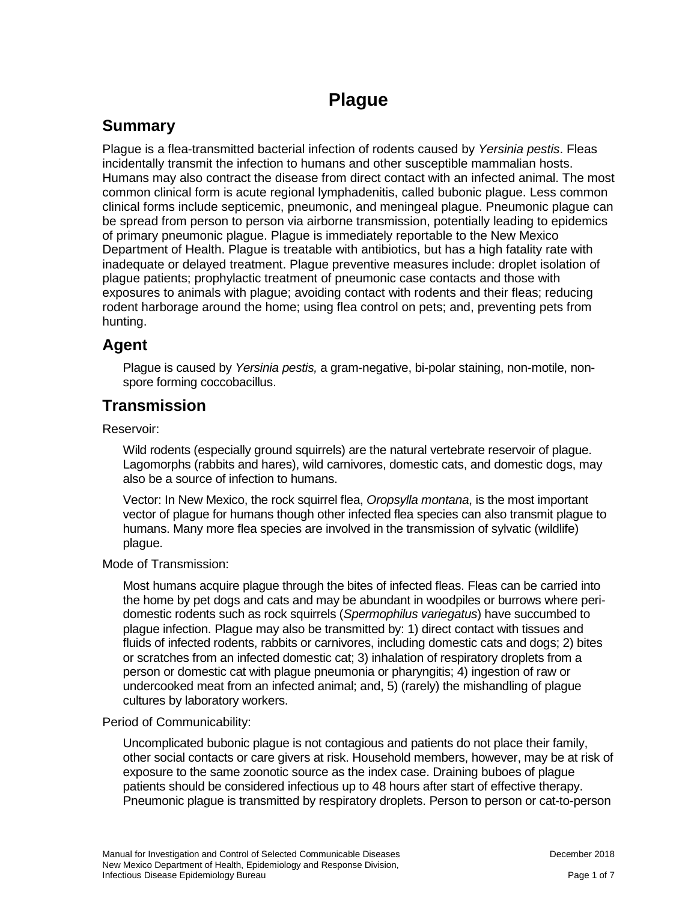# Plague

## Summary

Plague is a flea-transmitted bacterial infection of rodents caused by *Yersinia pestis*. Fleas incidentally transmit the infection to humans and other susceptible mammalian hosts. Humans may also contract the disease from direct contact with an infected animal. The most common clinical form is acute regional lymphadenitis, called bubonic plague. Less common clinical forms include septicemic, pneumonic, and meningeal plague. Pneumonic plague can be spread from person to person via airborne transmission, potentially leading to epidemics of primary pneumonic plague. Plague is immediately reportable to the New Mexico Department of Health. Plague is treatable with antibiotics, but has a high fatality rate with inadequate or delayed treatment. Plague preventive measures include: droplet isolation of plague patients; prophylactic treatment of pneumonic case contacts and those with exposures to animals with plague; avoiding contact with rodents and their fleas; reducing rodent harborage around the home; using flea control on pets; and, preventing pets from hunting.

## Agent

Plague is caused by *Yersinia pestis,* a gram-negative, bi-polar staining, non-motile, non-spore forming coccobacillus.

## Transmission

Reservoir:

Wild rodents (especially ground squirrels) are the natural vertebrate reservoir of plague. Lagomorphs (rabbits and hares), wild carnivores, domestic cats, and domestic dogs, may also be a source of infection to humans.

Vector: In New Mexico, the rock squirrel flea, *Oropsylla montana*, is the most important vector of plague for humans though other infected flea species can also transmit plague to humans. Many more flea species are involved in the transmission of sylvatic (wildlife) plague.

Mode of Transmission:

Most humans acquire plague through the bites of infected fleas. Fleas can be carried into the home by pet dogs and cats and may be abundant in woodpiles or burrows where peri-domestic rodents such as rock squirrels (*Spermophilus variegatus*) have succumbed to plague infection. Plague may also be transmitted by: 1) direct contact with tissues and fluids of infected rodents, rabbits or carnivores, including domestic cats and dogs; 2) bites or scratches from an infected domestic cat; 3) inhalation of respiratory droplets from a person or domestic cat with plague pneumonia or pharyngitis; 4) ingestion of raw or undercooked meat from an infected animal; and, 5) (rarely) the mishandling of plague cultures by laboratory workers.

Period of Communicability:

Uncomplicated bubonic plague is not contagious and patients do not place their family, other social contacts or care givers at risk. Household members, however, may be at risk of exposure to the same zoonotic source as the index case. Draining buboes of plague patients should be considered infectious up to 48 hours after start of effective therapy. Pneumonic plague is transmitted by respiratory droplets. Person to person or cat-to-person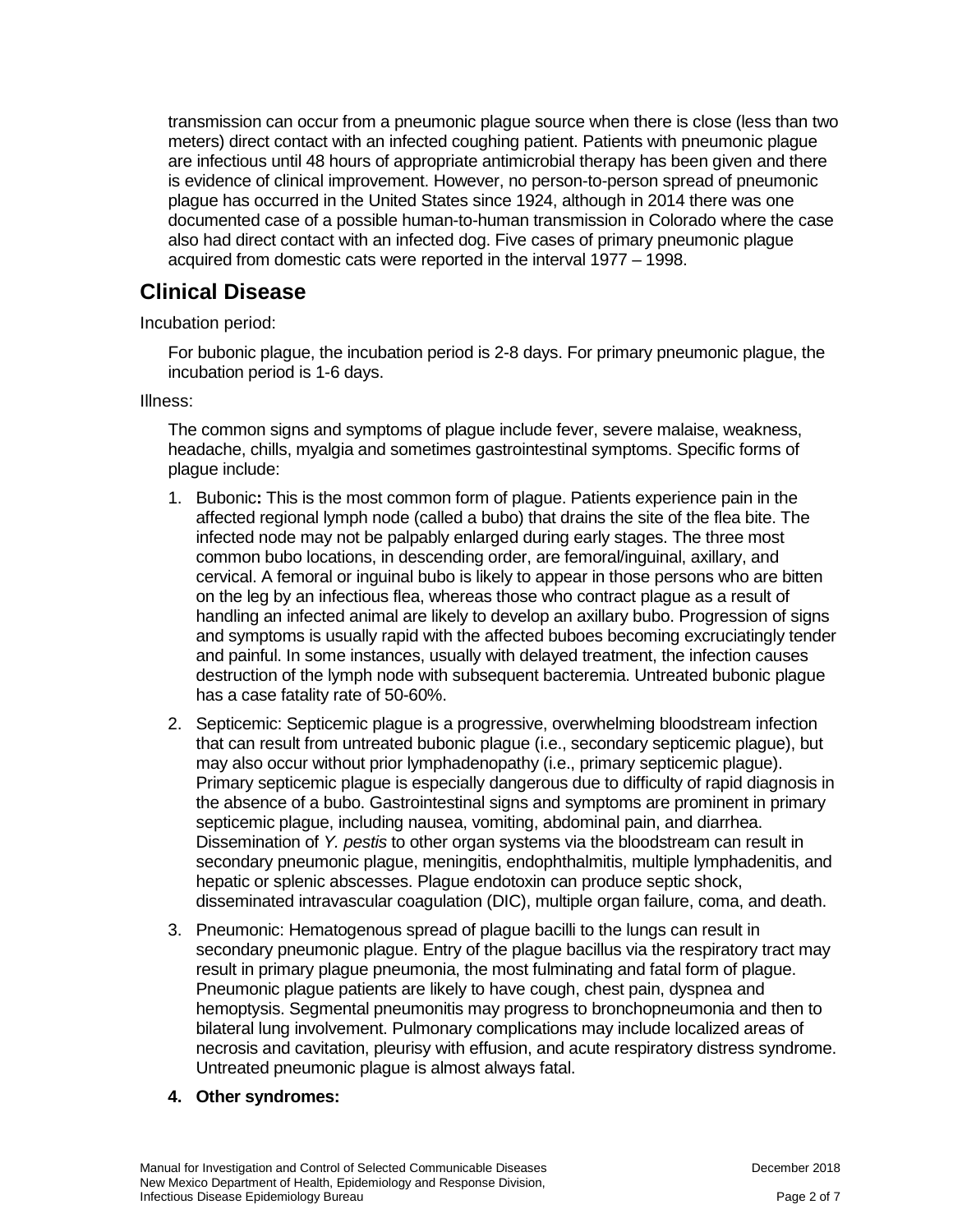transmission can occur from a pneumonic plague source when there is close (less than two meters) direct contact with an infected coughing patient. Patients with pneumonic plague are infectious until 48 hours of appropriate antimicrobial therapy has been given and there is evidence of clinical improvement. However, no person-to-person spread of pneumonic plague has occurred in the United States since 1924, although in 2014 there was one documented case of a possible human-to-human transmission in Colorado where the case also had direct contact with an infected dog. Five cases of primary pneumonic plague acquired from domestic cats were reported in the interval 1977 – 1998.

## Clinical Disease

Incubation period:

For bubonic plague, the incubation period is 2-8 days. For primary pneumonic plague, the incubation period is 1-6 days.

Illness:

The common signs and symptoms of plague include fever, severe malaise, weakness, headache, chills, myalgia and sometimes gastrointestinal symptoms. Specific forms of plague include:

1. Bubonic**:** This is the most common form of plague. Patients experience pain in the affected regional lymph node (called a bubo) that drains the site of the flea bite. The infected node may not be palpably enlarged during early stages. The three most common bubo locations, in descending order, are femoral/inguinal, axillary, and cervical. A femoral or inguinal bubo is likely to appear in those persons who are bitten on the leg by an infectious flea, whereas those who contract plague as a result of handling an infected animal are likely to develop an axillary bubo. Progression of signs and symptoms is usually rapid with the affected buboes becoming excruciatingly tender and painful. In some instances, usually with delayed treatment, the infection causes destruction of the lymph node with subsequent bacteremia. Untreated bubonic plague has a case fatality rate of 50-60%.
2. Septicemic: Septicemic plague is a progressive, overwhelming bloodstream infection that can result from untreated bubonic plague (i.e., secondary septicemic plague), but may also occur without prior lymphadenopathy (i.e., primary septicemic plague). Primary septicemic plague is especially dangerous due to difficulty of rapid diagnosis in the absence of a bubo. Gastrointestinal signs and symptoms are prominent in primary septicemic plague, including nausea, vomiting, abdominal pain, and diarrhea. Dissemination of *Y. pestis* to other organ systems via the bloodstream can result in secondary pneumonic plague, meningitis, endophthalmitis, multiple lymphadenitis, and hepatic or splenic abscesses. Plague endotoxin can produce septic shock, disseminated intravascular coagulation (DIC), multiple organ failure, coma, and death.
3. Pneumonic: Hematogenous spread of plague bacilli to the lungs can result in secondary pneumonic plague. Entry of the plague bacillus via the respiratory tract may result in primary plague pneumonia, the most fulminating and fatal form of plague. Pneumonic plague patients are likely to have cough, chest pain, dyspnea and hemoptysis. Segmental pneumonitis may progress to bronchopneumonia and then to bilateral lung involvement. Pulmonary complications may include localized areas of necrosis and cavitation, pleurisy with effusion, and acute respiratory distress syndrome. Untreated pneumonic plague is almost always fatal.
4. **Other syndromes:**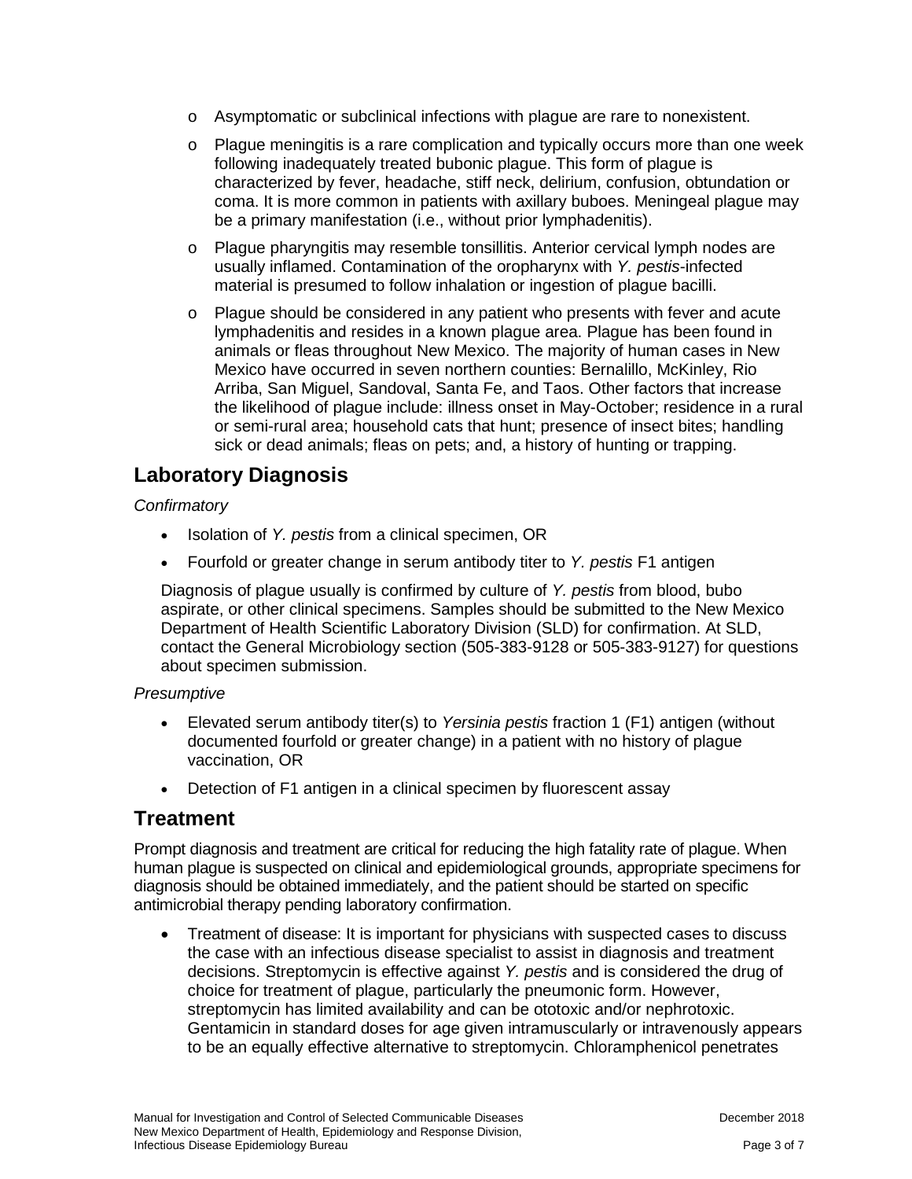- Asymptomatic or subclinical infections with plague are rare to nonexistent.
- Plague meningitis is a rare complication and typically occurs more than one week following inadequately treated bubonic plague. This form of plague is characterized by fever, headache, stiff neck, delirium, confusion, obtundation or coma. It is more common in patients with axillary buboes. Meningeal plague may be a primary manifestation (i.e., without prior lymphadenitis).
- Plague pharyngitis may resemble tonsillitis. Anterior cervical lymph nodes are usually inflamed. Contamination of the oropharynx with *Y. pestis*-infected material is presumed to follow inhalation or ingestion of plague bacilli.
- Plague should be considered in any patient who presents with fever and acute lymphadenitis and resides in a known plague area. Plague has been found in animals or fleas throughout New Mexico. The majority of human cases in New Mexico have occurred in seven northern counties: Bernalillo, McKinley, Rio Arriba, San Miguel, Sandoval, Santa Fe, and Taos. Other factors that increase the likelihood of plague include: illness onset in May-October; residence in a rural or semi-rural area; household cats that hunt; presence of insect bites; handling sick or dead animals; fleas on pets; and, a history of hunting or trapping.

## Laboratory Diagnosis

*Confirmatory*

- Isolation of *Y. pestis* from a clinical specimen, OR
- Fourfold or greater change in serum antibody titer to *Y. pestis* F1 antigen

Diagnosis of plague usually is confirmed by culture of *Y. pestis* from blood, bubo aspirate, or other clinical specimens. Samples should be submitted to the New Mexico Department of Health Scientific Laboratory Division (SLD) for confirmation. At SLD, contact the General Microbiology section (505-383-9128 or 505-383-9127) for questions about specimen submission.

*Presumptive*

- Elevated serum antibody titer(s) to *Yersinia pestis* fraction 1 (F1) antigen (without documented fourfold or greater change) in a patient with no history of plague vaccination, OR
- Detection of F1 antigen in a clinical specimen by fluorescent assay

## Treatment

Prompt diagnosis and treatment are critical for reducing the high fatality rate of plague. When human plague is suspected on clinical and epidemiological grounds, appropriate specimens for diagnosis should be obtained immediately, and the patient should be started on specific antimicrobial therapy pending laboratory confirmation.

- Treatment of disease: It is important for physicians with suspected cases to discuss the case with an infectious disease specialist to assist in diagnosis and treatment decisions. Streptomycin is effective against *Y. pestis* and is considered the drug of choice for treatment of plague, particularly the pneumonic form. However, streptomycin has limited availability and can be ototoxic and/or nephrotoxic. Gentamicin in standard doses for age given intramuscularly or intravenously appears to be an equally effective alternative to streptomycin. Chloramphenicol penetrates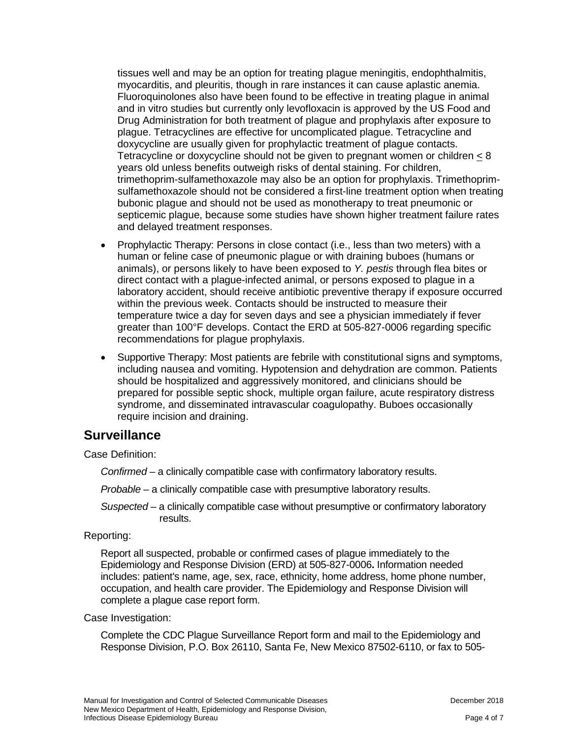tissues well and may be an option for treating plague meningitis, endophthalmitis, myocarditis, and pleuritis, though in rare instances it can cause aplastic anemia. Fluoroquinolones also have been found to be effective in treating plague in animal and in vitro studies but currently only levofloxacin is approved by the US Food and Drug Administration for both treatment of plague and prophylaxis after exposure to plague. Tetracyclines are effective for uncomplicated plague. Tetracycline and doxycycline are usually given for prophylactic treatment of plague contacts. Tetracycline or doxycycline should not be given to pregnant women or children ≤ 8 years old unless benefits outweigh risks of dental staining. For children, trimethoprim-sulfamethoxazole may also be an option for prophylaxis. Trimethoprim-sulfamethoxazole should not be considered a first-line treatment option when treating bubonic plague and should not be used as monotherapy to treat pneumonic or septicemic plague, because some studies have shown higher treatment failure rates and delayed treatment responses.

- Prophylactic Therapy: Persons in close contact (i.e., less than two meters) with a human or feline case of pneumonic plague or with draining buboes (humans or animals), or persons likely to have been exposed to *Y. pestis* through flea bites or direct contact with a plague-infected animal, or persons exposed to plague in a laboratory accident, should receive antibiotic preventive therapy if exposure occurred within the previous week. Contacts should be instructed to measure their temperature twice a day for seven days and see a physician immediately if fever greater than 100°F develops. Contact the ERD at 505-827-0006 regarding specific recommendations for plague prophylaxis.
- Supportive Therapy: Most patients are febrile with constitutional signs and symptoms, including nausea and vomiting. Hypotension and dehydration are common. Patients should be hospitalized and aggressively monitored, and clinicians should be prepared for possible septic shock, multiple organ failure, acute respiratory distress syndrome, and disseminated intravascular coagulopathy. Buboes occasionally require incision and draining.

## Surveillance

Case Definition:

*Confirmed* – a clinically compatible case with confirmatory laboratory results.

*Probable* – a clinically compatible case with presumptive laboratory results.

*Suspected* – a clinically compatible case without presumptive or confirmatory laboratory results.

Reporting:

Report all suspected, probable or confirmed cases of plague immediately to the Epidemiology and Response Division (ERD) at 505-827-0006**.** Information needed includes: patient's name, age, sex, race, ethnicity, home address, home phone number, occupation, and health care provider. The Epidemiology and Response Division will complete a plague case report form.

Case Investigation:

Complete the CDC Plague Surveillance Report form and mail to the Epidemiology and Response Division, P.O. Box 26110, Santa Fe, New Mexico 87502-6110, or fax to 505-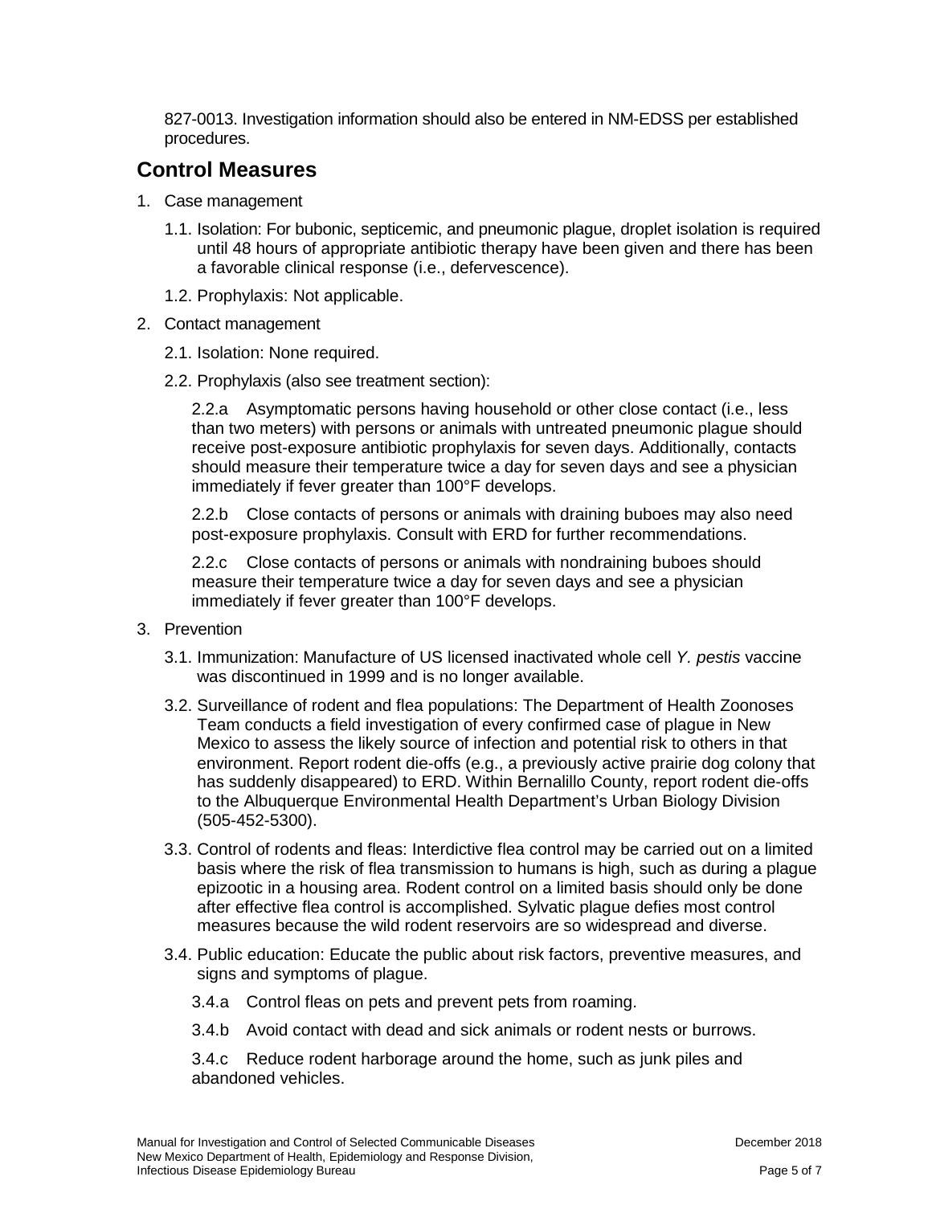827-0013. Investigation information should also be entered in NM-EDSS per established procedures.

## Control Measures

1. Case management

   1.1. Isolation: For bubonic, septicemic, and pneumonic plague, droplet isolation is required until 48 hours of appropriate antibiotic therapy have been given and there has been a favorable clinical response (i.e., defervescence).

   1.2. Prophylaxis: Not applicable.

2. Contact management

   2.1. Isolation: None required.

   2.2. Prophylaxis (also see treatment section):

   2.2.a Asymptomatic persons having household or other close contact (i.e., less than two meters) with persons or animals with untreated pneumonic plague should receive post-exposure antibiotic prophylaxis for seven days. Additionally, contacts should measure their temperature twice a day for seven days and see a physician immediately if fever greater than 100°F develops.

   2.2.b Close contacts of persons or animals with draining buboes may also need post-exposure prophylaxis. Consult with ERD for further recommendations.

   2.2.c Close contacts of persons or animals with nondraining buboes should measure their temperature twice a day for seven days and see a physician immediately if fever greater than 100°F develops.

3. Prevention

   3.1. Immunization: Manufacture of US licensed inactivated whole cell *Y. pestis* vaccine was discontinued in 1999 and is no longer available.

   3.2. Surveillance of rodent and flea populations: The Department of Health Zoonoses Team conducts a field investigation of every confirmed case of plague in New Mexico to assess the likely source of infection and potential risk to others in that environment. Report rodent die-offs (e.g., a previously active prairie dog colony that has suddenly disappeared) to ERD. Within Bernalillo County, report rodent die-offs to the Albuquerque Environmental Health Department's Urban Biology Division (505-452-5300).

   3.3. Control of rodents and fleas: Interdictive flea control may be carried out on a limited basis where the risk of flea transmission to humans is high, such as during a plague epizootic in a housing area. Rodent control on a limited basis should only be done after effective flea control is accomplished. Sylvatic plague defies most control measures because the wild rodent reservoirs are so widespread and diverse.

   3.4. Public education: Educate the public about risk factors, preventive measures, and signs and symptoms of plague.

   3.4.a Control fleas on pets and prevent pets from roaming.

   3.4.b Avoid contact with dead and sick animals or rodent nests or burrows.

   3.4.c Reduce rodent harborage around the home, such as junk piles and abandoned vehicles.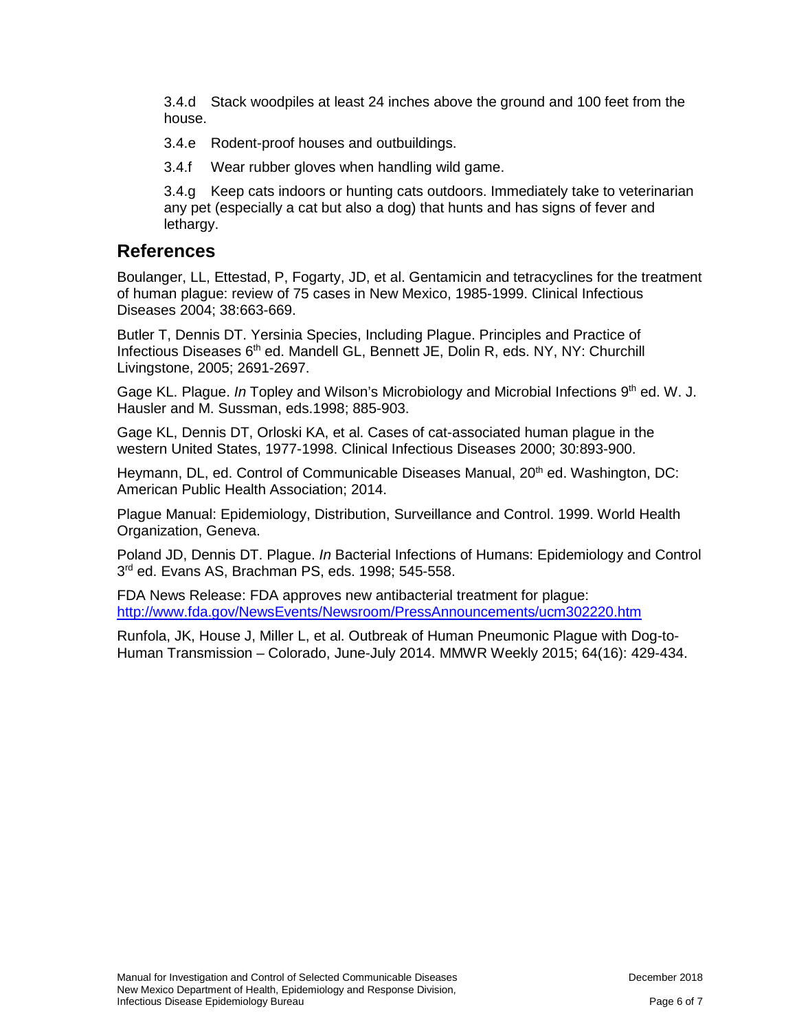3.4.d Stack woodpiles at least 24 inches above the ground and 100 feet from the house.

3.4.e Rodent-proof houses and outbuildings.

3.4.f Wear rubber gloves when handling wild game.

3.4.g Keep cats indoors or hunting cats outdoors. Immediately take to veterinarian any pet (especially a cat but also a dog) that hunts and has signs of fever and lethargy.

## References

Boulanger, LL, Ettestad, P, Fogarty, JD, et al. Gentamicin and tetracyclines for the treatment of human plague: review of 75 cases in New Mexico, 1985-1999. Clinical Infectious Diseases 2004; 38:663-669.

Butler T, Dennis DT. Yersinia Species, Including Plague. Principles and Practice of Infectious Diseases 6th ed. Mandell GL, Bennett JE, Dolin R, eds. NY, NY: Churchill Livingstone, 2005; 2691-2697.

Gage KL. Plague. *In* Topley and Wilson's Microbiology and Microbial Infections 9th ed. W. J. Hausler and M. Sussman, eds.1998; 885-903.

Gage KL, Dennis DT, Orloski KA, et al. Cases of cat-associated human plague in the western United States, 1977-1998. Clinical Infectious Diseases 2000; 30:893-900.

Heymann, DL, ed. Control of Communicable Diseases Manual, 20th ed. Washington, DC: American Public Health Association; 2014.

Plague Manual: Epidemiology, Distribution, Surveillance and Control. 1999. World Health Organization, Geneva.

Poland JD, Dennis DT. Plague. *In* Bacterial Infections of Humans: Epidemiology and Control 3rd ed. Evans AS, Brachman PS, eds. 1998; 545-558.

FDA News Release: FDA approves new antibacterial treatment for plague: http://www.fda.gov/NewsEvents/Newsroom/PressAnnouncements/ucm302220.htm

Runfola, JK, House J, Miller L, et al. Outbreak of Human Pneumonic Plague with Dog-to-Human Transmission – Colorado, June-July 2014. MMWR Weekly 2015; 64(16): 429-434.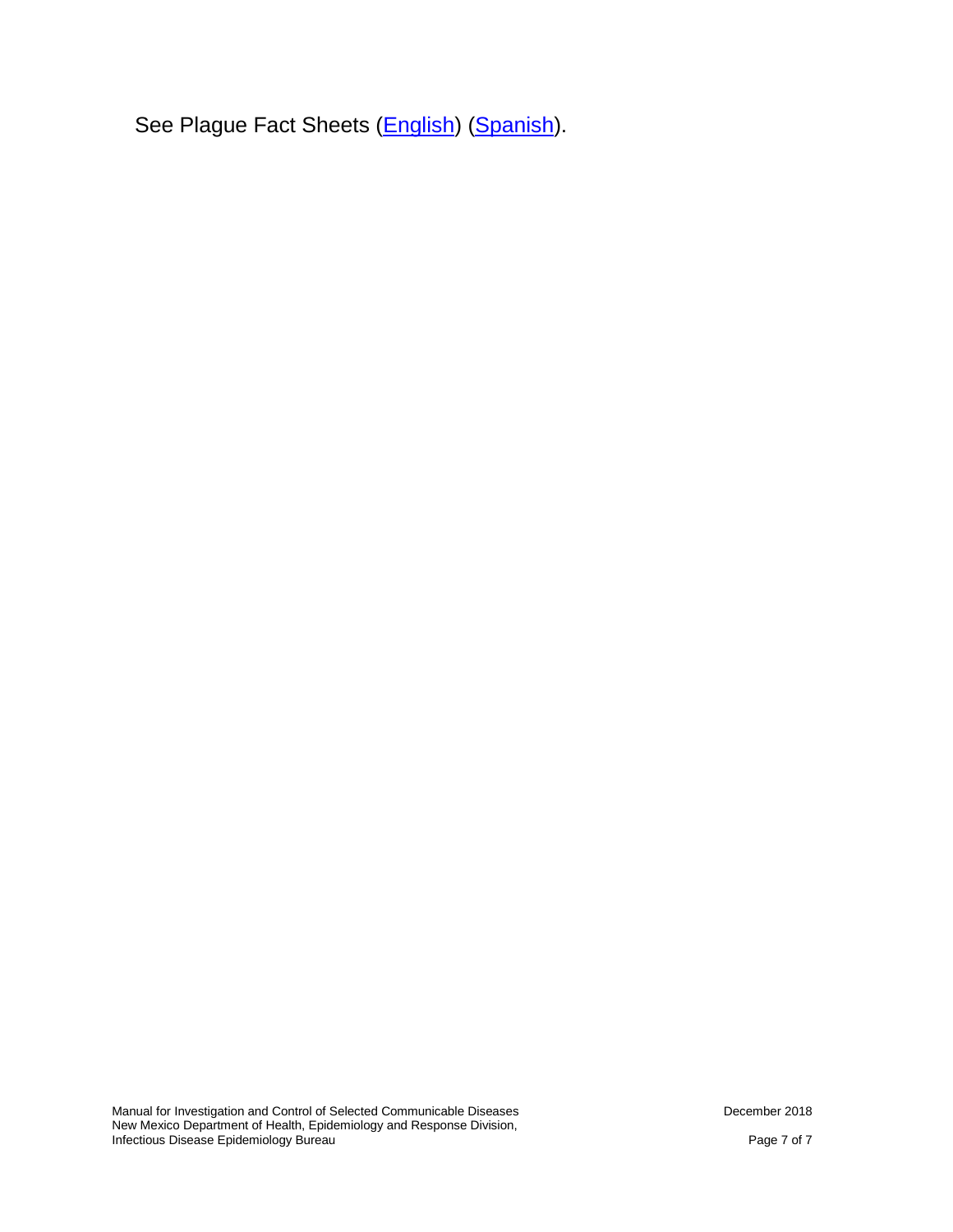See Plague Fact Sheets (English) (Spanish).